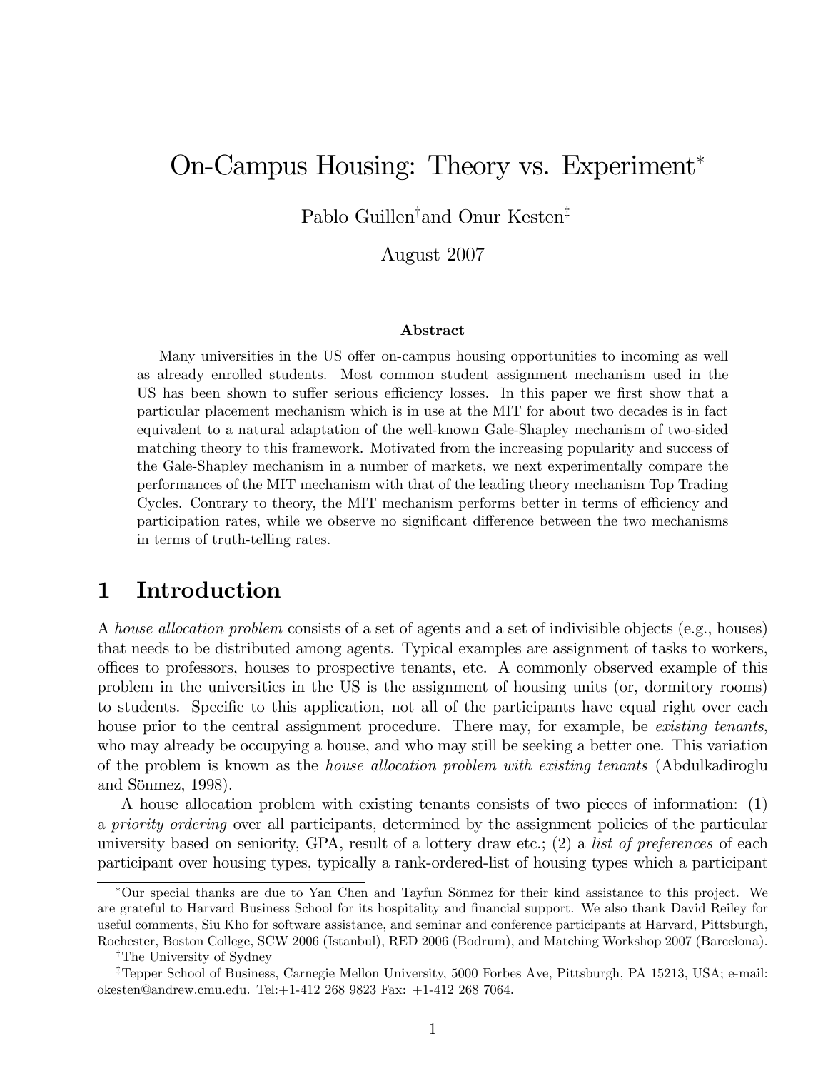# On-Campus Housing: Theory vs. Experiment*

Pablo Guillen[†] and Onur Kesten[‡]

August 2007

### Abstract

Many universities in the US offer on-campus housing opportunities to incoming as well as already enrolled students. Most common student assignment mechanism used in the US has been shown to suffer serious efficiency losses. In this paper we first show that a particular placement mechanism which is in use at the MIT for about two decades is in fact equivalent to a natural adaptation of the well-known Gale-Shapley mechanism of two-sided matching theory to this framework. Motivated from the increasing popularity and success of the Gale-Shapley mechanism in a number of markets, we next experimentally compare the performances of the MIT mechanism with that of the leading theory mechanism Top Trading Cycles. Contrary to theory, the MIT mechanism performs better in terms of efficiency and participation rates, while we observe no significant difference between the two mechanisms in terms of truth-telling rates.

## 1 Introduction

A *house allocation problem* consists of a set of agents and a set of indivisible objects (e.g., houses) that needs to be distributed among agents. Typical examples are assignment of tasks to workers, offices to professors, houses to prospective tenants, etc. A commonly observed example of this problem in the universities in the US is the assignment of housing units (or, dormitory rooms) to students. Specific to this application, not all of the participants have equal right over each house prior to the central assignment procedure. There may, for example, be *existing tenants*, who may already be occupying a house, and who may still be seeking a better one. This variation of the problem is known as the *house allocation problem with existing tenants* (Abdulkadiroglu and Sönmez, 1998).

A house allocation problem with existing tenants consists of two pieces of information: (1) a *priority ordering* over all participants, determined by the assignment policies of the particular university based on seniority, GPA, result of a lottery draw etc.; (2) a *list of preferences* of each participant over housing types, typically a rank-ordered-list of housing types which a participant

---

*Our special thanks are due to Yan Chen and Tayfun Sönmez for their kind assistance to this project. We are grateful to Harvard Business School for its hospitality and financial support. We also thank David Reiley for useful comments, Siu Kho for software assistance, and seminar and conference participants at Harvard, Pittsburgh, Rochester, Boston College, SCW 2006 (Istanbul), RED 2006 (Bodrum), and Matching Workshop 2007 (Barcelona).

[†]The University of Sydney

[‡]Tepper School of Business, Carnegie Mellon University, 5000 Forbes Ave, Pittsburgh, PA 15213, USA; e-mail: okesten@andrew.cmu.edu. Tel:+1-412 268 9823 Fax: +1-412 268 7064.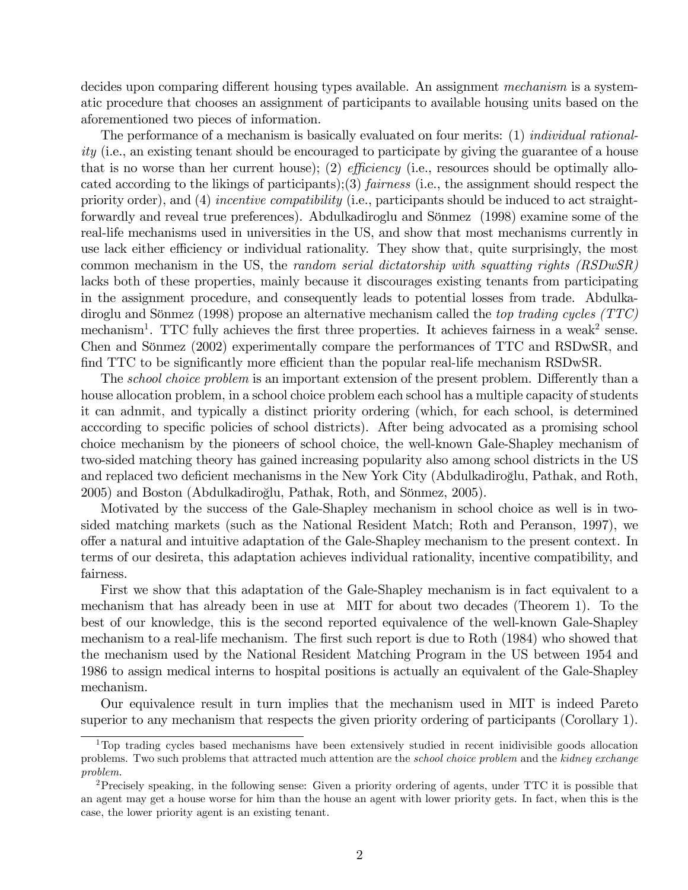decides upon comparing different housing types available. An assignment *mechanism* is a systematic procedure that chooses an assignment of participants to available housing units based on the aforementioned two pieces of information.

The performance of a mechanism is basically evaluated on four merits: (1) *individual rationality* (i.e., an existing tenant should be encouraged to participate by giving the guarantee of a house that is no worse than her current house); (2) *efficiency* (i.e., resources should be optimally allocated according to the likings of participants);(3) *fairness* (i.e., the assignment should respect the priority order), and (4) *incentive compatibility* (i.e., participants should be induced to act straightforwardly and reveal true preferences). Abdulkadiroglu and Sönmez (1998) examine some of the real-life mechanisms used in universities in the US, and show that most mechanisms currently in use lack either efficiency or individual rationality. They show that, quite surprisingly, the most common mechanism in the US, the *random serial dictatorship with squatting rights (RSDwSR)* lacks both of these properties, mainly because it discourages existing tenants from participating in the assignment procedure, and consequently leads to potential losses from trade. Abdulkadiroglu and Sönmez (1998) propose an alternative mechanism called the *top trading cycles (TTC)* mechanism[1]. TTC fully achieves the first three properties. It achieves fairness in a weak[2] sense. Chen and Sönmez (2002) experimentally compare the performances of TTC and RSDwSR, and find TTC to be significantly more efficient than the popular real-life mechanism RSDwSR.

The *school choice problem* is an important extension of the present problem. Differently than a house allocation problem, in a school choice problem each school has a multiple capacity of students it can adnmit, and typically a distinct priority ordering (which, for each school, is determined acccording to specific policies of school districts). After being advocated as a promising school choice mechanism by the pioneers of school choice, the well-known Gale-Shapley mechanism of two-sided matching theory has gained increasing popularity also among school districts in the US and replaced two deficient mechanisms in the New York City (Abdulkadiroğlu, Pathak, and Roth, 2005) and Boston (Abdulkadiroğlu, Pathak, Roth, and Sönmez, 2005).

Motivated by the success of the Gale-Shapley mechanism in school choice as well is in two-sided matching markets (such as the National Resident Match; Roth and Peranson, 1997), we offer a natural and intuitive adaptation of the Gale-Shapley mechanism to the present context. In terms of our desireta, this adaptation achieves individual rationality, incentive compatibility, and fairness.

First we show that this adaptation of the Gale-Shapley mechanism is in fact equivalent to a mechanism that has already been in use at MIT for about two decades (Theorem 1). To the best of our knowledge, this is the second reported equivalence of the well-known Gale-Shapley mechanism to a real-life mechanism. The first such report is due to Roth (1984) who showed that the mechanism used by the National Resident Matching Program in the US between 1954 and 1986 to assign medical interns to hospital positions is actually an equivalent of the Gale-Shapley mechanism.

Our equivalence result in turn implies that the mechanism used in MIT is indeed Pareto superior to any mechanism that respects the given priority ordering of participants (Corollary 1).

---

[1] Top trading cycles based mechanisms have been extensively studied in recent inidivisible goods allocation problems. Two such problems that attracted much attention are the *school choice problem* and the *kidney exchange problem*.

[2] Precisely speaking, in the following sense: Given a priority ordering of agents, under TTC it is possible that an agent may get a house worse for him than the house an agent with lower priority gets. In fact, when this is the case, the lower priority agent is an existing tenant.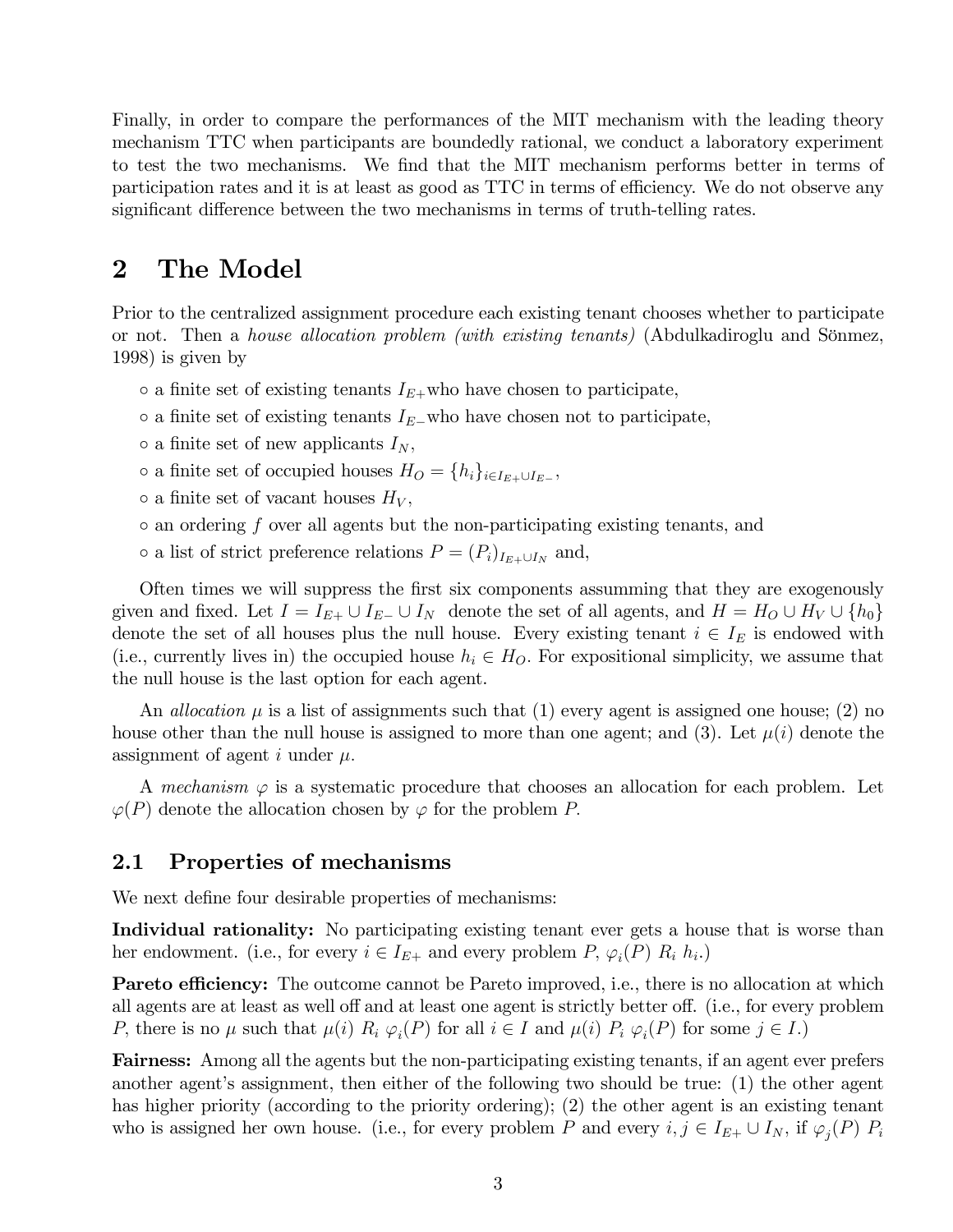Finally, in order to compare the performances of the MIT mechanism with the leading theory mechanism TTC when participants are boundedly rational, we conduct a laboratory experiment to test the two mechanisms. We find that the MIT mechanism performs better in terms of participation rates and it is at least as good as TTC in terms of efficiency. We do not observe any significant difference between the two mechanisms in terms of truth-telling rates.

# 2 The Model

Prior to the centralized assignment procedure each existing tenant chooses whether to participate or not. Then a *house allocation problem (with existing tenants)* (Abdulkadiroglu and Sönmez, 1998) is given by

- a finite set of existing tenants $I_{E+}$ who have chosen to participate,
- a finite set of existing tenants $I_{E-}$ who have chosen not to participate,
- a finite set of new applicants $I_N$,
- a finite set of occupied houses $H_O = \{h_i\}_{i \in I_{E+} \cup I_{E-}}$,
- a finite set of vacant houses $H_V$,
- an ordering $f$ over all agents but the non-participating existing tenants, and
- a list of strict preference relations $P = (P_i)_{I_{E+} \cup I_N}$ and,

Often times we will suppress the first six components assumming that they are exogenously given and fixed. Let $I = I_{E+} \cup I_{E-} \cup I_N$ denote the set of all agents, and $H = H_O \cup H_V \cup \{h_0\}$ denote the set of all houses plus the null house. Every existing tenant $i \in I_E$ is endowed with (i.e., currently lives in) the occupied house $h_i \in H_O$. For expositional simplicity, we assume that the null house is the last option for each agent.

An *allocation* $\mu$ is a list of assignments such that (1) every agent is assigned one house; (2) no house other than the null house is assigned to more than one agent; and (3). Let $\mu(i)$ denote the assignment of agent $i$ under $\mu$.

A *mechanism* $\varphi$ is a systematic procedure that chooses an allocation for each problem. Let $\varphi(P)$ denote the allocation chosen by $\varphi$ for the problem $P$.

## 2.1 Properties of mechanisms

We next define four desirable properties of mechanisms:

**Individual rationality:** No participating existing tenant ever gets a house that is worse than her endowment. (i.e., for every $i \in I_{E+}$ and every problem $P$, $\varphi_i(P)\ R_i\ h_i$.)

**Pareto efficiency:** The outcome cannot be Pareto improved, i.e., there is no allocation at which all agents are at least as well off and at least one agent is strictly better off. (i.e., for every problem $P$, there is no $\mu$ such that $\mu(i)\ R_i\ \varphi_i(P)$ for all $i \in I$ and $\mu(i)\ P_i\ \varphi_i(P)$ for some $j \in I$.)

**Fairness:** Among all the agents but the non-participating existing tenants, if an agent ever prefers another agent's assignment, then either of the following two should be true: (1) the other agent has higher priority (according to the priority ordering); (2) the other agent is an existing tenant who is assigned her own house. (i.e., for every problem $P$ and every $i, j \in I_{E+} \cup I_N$, if $\varphi_j(P)\ P_i$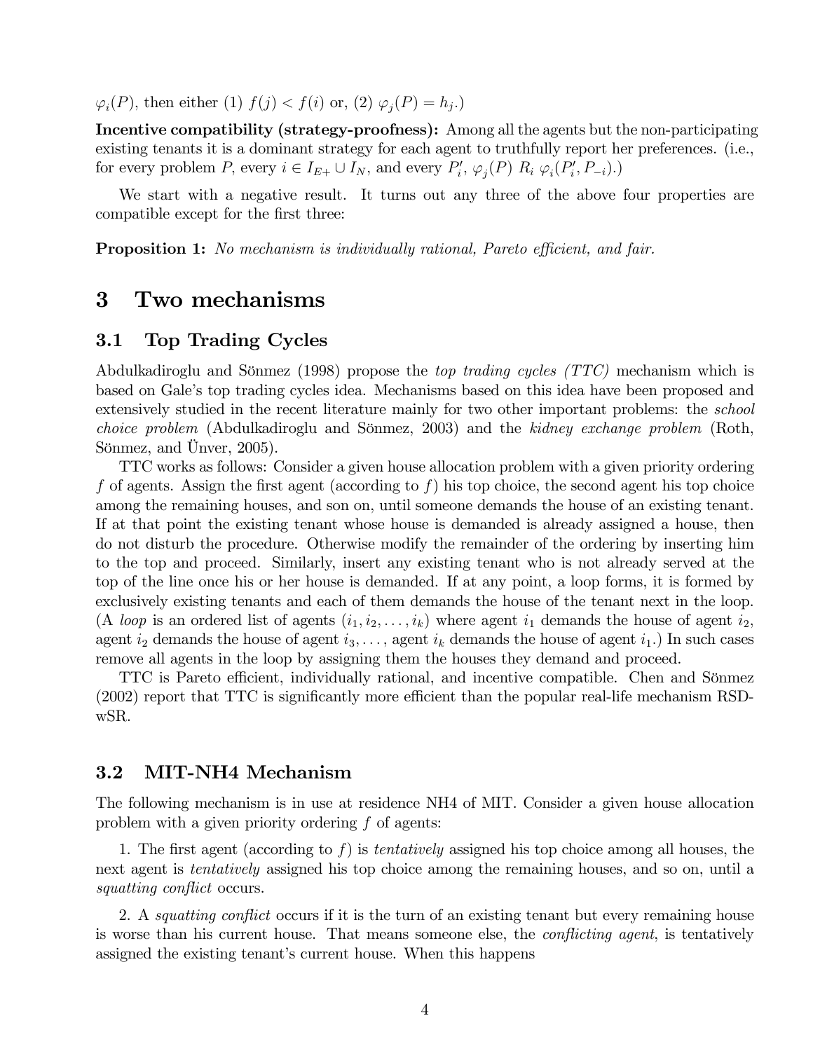$\varphi_i(P)$, then either (1) $f(j) < f(i)$ or, (2) $\varphi_j(P) = h_j$.)

**Incentive compatibility (strategy-proofness):** Among all the agents but the non-participating existing tenants it is a dominant strategy for each agent to truthfully report her preferences. (i.e., for every problem $P$, every $i \in I_{E+} \cup I_N$, and every $P_i'$, $\varphi_j(P) \; R_i \; \varphi_i(P_i', P_{-i})$.)

We start with a negative result. It turns out any three of the above four properties are compatible except for the first three:

**Proposition 1:** *No mechanism is individually rational, Pareto efficient, and fair.*

# 3 Two mechanisms

## 3.1 Top Trading Cycles

Abdulkadiroglu and Sönmez (1998) propose the *top trading cycles (TTC)* mechanism which is based on Gale's top trading cycles idea. Mechanisms based on this idea have been proposed and extensively studied in the recent literature mainly for two other important problems: the *school choice problem* (Abdulkadiroglu and Sönmez, 2003) and the *kidney exchange problem* (Roth, Sönmez, and Ünver, 2005).

TTC works as follows: Consider a given house allocation problem with a given priority ordering $f$ of agents. Assign the first agent (according to $f$) his top choice, the second agent his top choice among the remaining houses, and son on, until someone demands the house of an existing tenant. If at that point the existing tenant whose house is demanded is already assigned a house, then do not disturb the procedure. Otherwise modify the remainder of the ordering by inserting him to the top and proceed. Similarly, insert any existing tenant who is not already served at the top of the line once his or her house is demanded. If at any point, a loop forms, it is formed by exclusively existing tenants and each of them demands the house of the tenant next in the loop. (A *loop* is an ordered list of agents $(i_1, i_2, \ldots, i_k)$ where agent $i_1$ demands the house of agent $i_2$, agent $i_2$ demands the house of agent $i_3, \ldots$, agent $i_k$ demands the house of agent $i_1$.) In such cases remove all agents in the loop by assigning them the houses they demand and proceed.

TTC is Pareto efficient, individually rational, and incentive compatible. Chen and Sönmez (2002) report that TTC is significantly more efficient than the popular real-life mechanism RSD-wSR.

## 3.2 MIT-NH4 Mechanism

The following mechanism is in use at residence NH4 of MIT. Consider a given house allocation problem with a given priority ordering $f$ of agents:

1. The first agent (according to $f$) is *tentatively* assigned his top choice among all houses, the next agent is *tentatively* assigned his top choice among the remaining houses, and so on, until a *squatting conflict* occurs.

2. A *squatting conflict* occurs if it is the turn of an existing tenant but every remaining house is worse than his current house. That means someone else, the *conflicting agent*, is tentatively assigned the existing tenant's current house. When this happens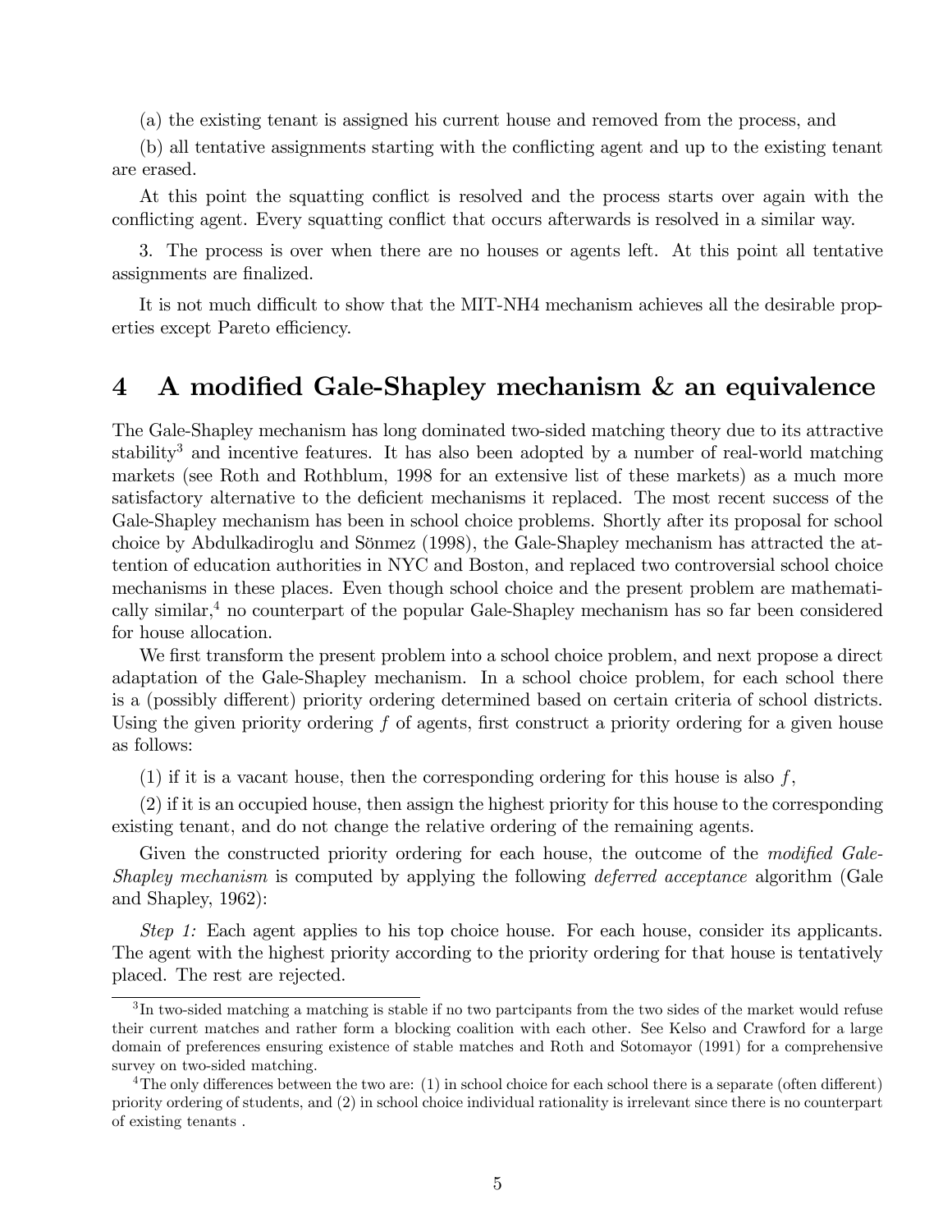(a) the existing tenant is assigned his current house and removed from the process, and

(b) all tentative assignments starting with the conflicting agent and up to the existing tenant are erased.

At this point the squatting conflict is resolved and the process starts over again with the conflicting agent. Every squatting conflict that occurs afterwards is resolved in a similar way.

3. The process is over when there are no houses or agents left. At this point all tentative assignments are finalized.

It is not much difficult to show that the MIT-NH4 mechanism achieves all the desirable properties except Pareto efficiency.

# 4 A modified Gale-Shapley mechanism & an equivalence

The Gale-Shapley mechanism has long dominated two-sided matching theory due to its attractive stability[3] and incentive features. It has also been adopted by a number of real-world matching markets (see Roth and Rothblum, 1998 for an extensive list of these markets) as a much more satisfactory alternative to the deficient mechanisms it replaced. The most recent success of the Gale-Shapley mechanism has been in school choice problems. Shortly after its proposal for school choice by Abdulkadiroglu and Sönmez (1998), the Gale-Shapley mechanism has attracted the attention of education authorities in NYC and Boston, and replaced two controversial school choice mechanisms in these places. Even though school choice and the present problem are mathematically similar,[4] no counterpart of the popular Gale-Shapley mechanism has so far been considered for house allocation.

We first transform the present problem into a school choice problem, and next propose a direct adaptation of the Gale-Shapley mechanism. In a school choice problem, for each school there is a (possibly different) priority ordering determined based on certain criteria of school districts. Using the given priority ordering $f$ of agents, first construct a priority ordering for a given house as follows:

(1) if it is a vacant house, then the corresponding ordering for this house is also $f$,

(2) if it is an occupied house, then assign the highest priority for this house to the corresponding existing tenant, and do not change the relative ordering of the remaining agents.

Given the constructed priority ordering for each house, the outcome of the *modified Gale-Shapley mechanism* is computed by applying the following *deferred acceptance* algorithm (Gale and Shapley, 1962):

*Step 1:* Each agent applies to his top choice house. For each house, consider its applicants. The agent with the highest priority according to the priority ordering for that house is tentatively placed. The rest are rejected.

---

[3] In two-sided matching a matching is stable if no two partcipants from the two sides of the market would refuse their current matches and rather form a blocking coalition with each other. See Kelso and Crawford for a large domain of preferences ensuring existence of stable matches and Roth and Sotomayor (1991) for a comprehensive survey on two-sided matching.

[4] The only differences between the two are: (1) in school choice for each school there is a separate (often different) priority ordering of students, and (2) in school choice individual rationality is irrelevant since there is no counterpart of existing tenants .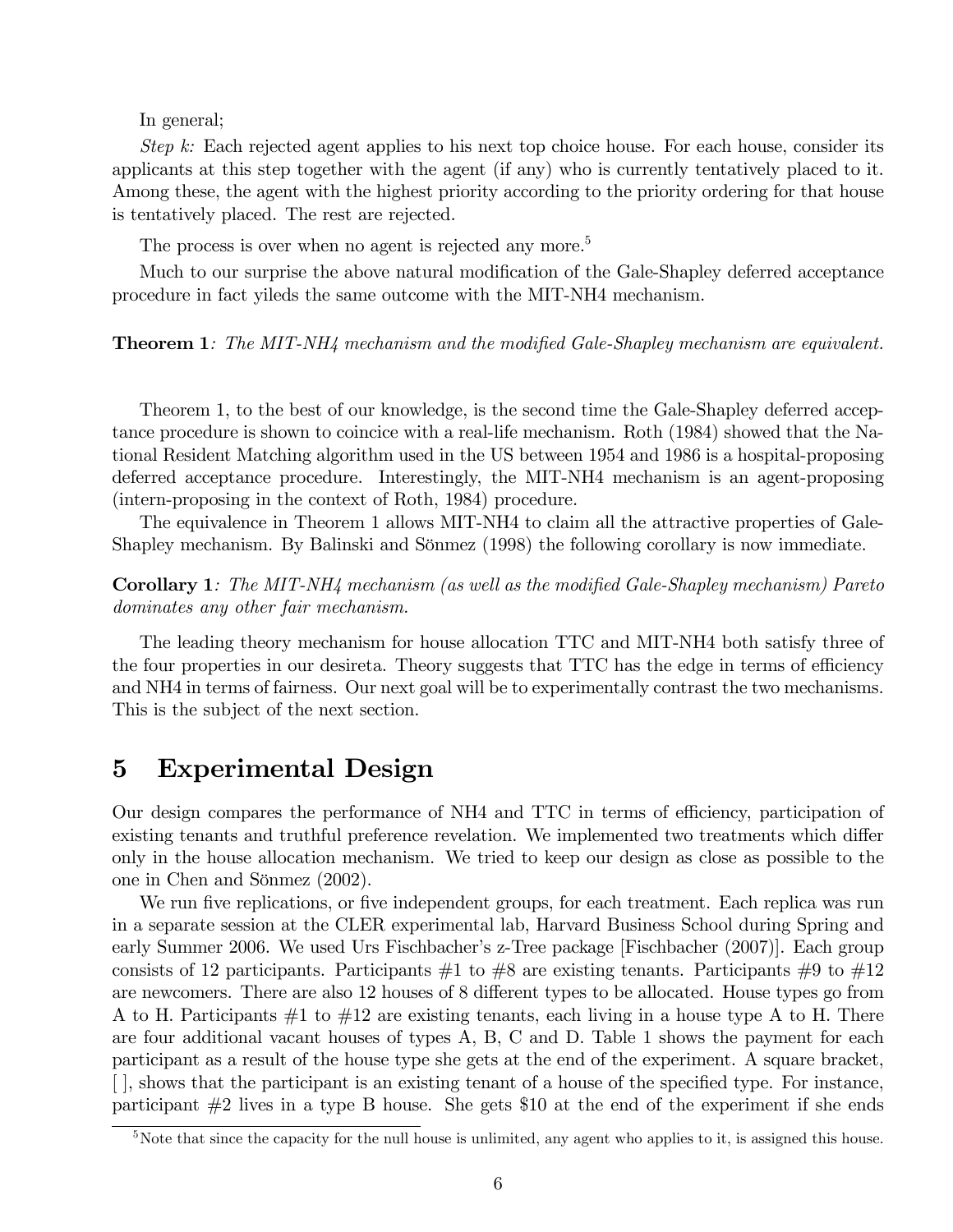In general;

*Step k:* Each rejected agent applies to his next top choice house. For each house, consider its applicants at this step together with the agent (if any) who is currently tentatively placed to it. Among these, the agent with the highest priority according to the priority ordering for that house is tentatively placed. The rest are rejected.

The process is over when no agent is rejected any more.[5]

Much to our surprise the above natural modification of the Gale-Shapley deferred acceptance procedure in fact yileds the same outcome with the MIT-NH4 mechanism.

**Theorem 1**: *The MIT-NH4 mechanism and the modified Gale-Shapley mechanism are equivalent.*

Theorem 1, to the best of our knowledge, is the second time the Gale-Shapley deferred acceptance procedure is shown to coincice with a real-life mechanism. Roth (1984) showed that the National Resident Matching algorithm used in the US between 1954 and 1986 is a hospital-proposing deferred acceptance procedure. Interestingly, the MIT-NH4 mechanism is an agent-proposing (intern-proposing in the context of Roth, 1984) procedure.

The equivalence in Theorem 1 allows MIT-NH4 to claim all the attractive properties of Gale-Shapley mechanism. By Balinski and Sönmez (1998) the following corollary is now immediate.

**Corollary 1**: *The MIT-NH4 mechanism (as well as the modified Gale-Shapley mechanism) Pareto dominates any other fair mechanism.*

The leading theory mechanism for house allocation TTC and MIT-NH4 both satisfy three of the four properties in our desireta. Theory suggests that TTC has the edge in terms of efficiency and NH4 in terms of fairness. Our next goal will be to experimentally contrast the two mechanisms. This is the subject of the next section.

# 5 Experimental Design

Our design compares the performance of NH4 and TTC in terms of efficiency, participation of existing tenants and truthful preference revelation. We implemented two treatments which differ only in the house allocation mechanism. We tried to keep our design as close as possible to the one in Chen and Sönmez (2002).

We run five replications, or five independent groups, for each treatment. Each replica was run in a separate session at the CLER experimental lab, Harvard Business School during Spring and early Summer 2006. We used Urs Fischbacher's z-Tree package [Fischbacher (2007)]. Each group consists of 12 participants. Participants #1 to #8 are existing tenants. Participants #9 to #12 are newcomers. There are also 12 houses of 8 different types to be allocated. House types go from A to H. Participants #1 to #12 are existing tenants, each living in a house type A to H. There are four additional vacant houses of types A, B, C and D. Table 1 shows the payment for each participant as a result of the house type she gets at the end of the experiment. A square bracket, [ ], shows that the participant is an existing tenant of a house of the specified type. For instance, participant #2 lives in a type B house. She gets $10 at the end of the experiment if she ends

[5] Note that since the capacity for the null house is unlimited, any agent who applies to it, is assigned this house.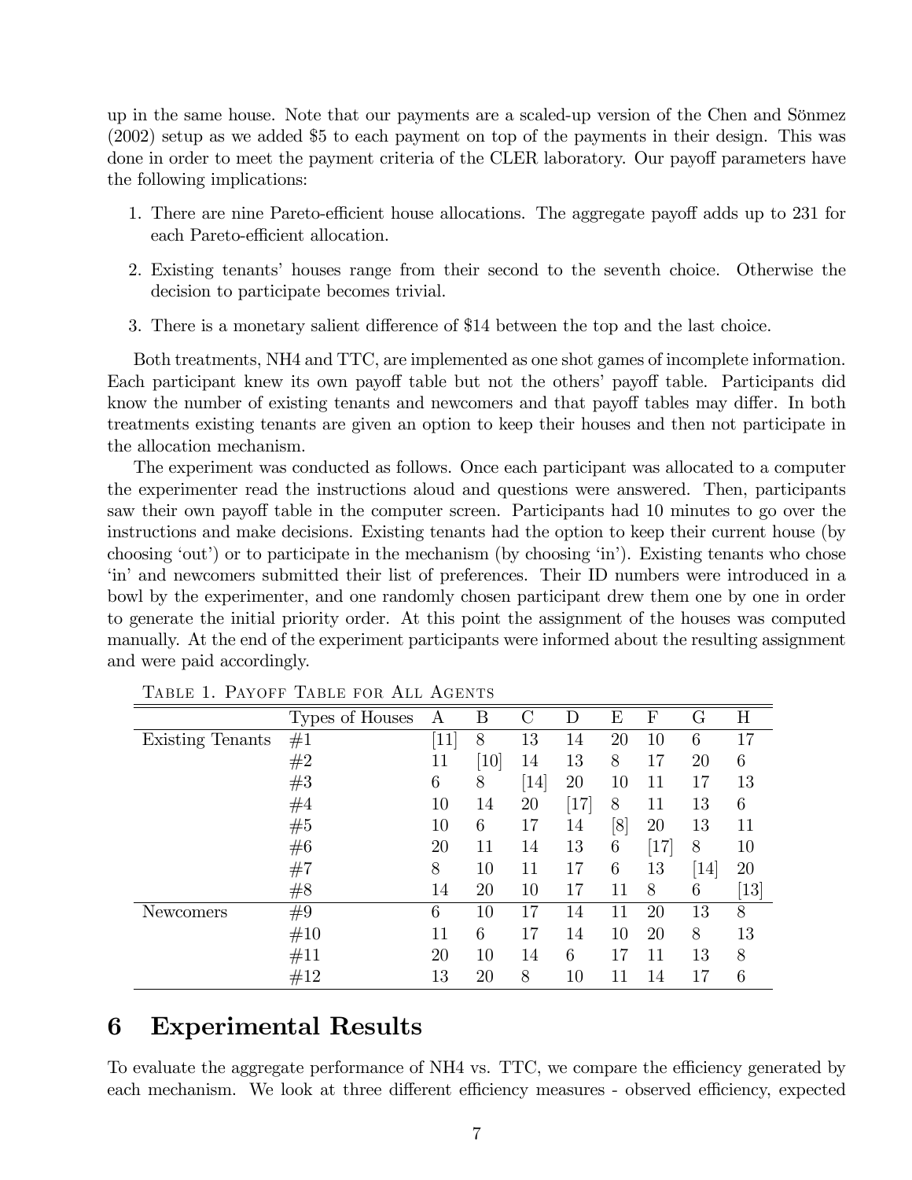up in the same house. Note that our payments are a scaled-up version of the Chen and Sönmez (2002) setup as we added \$5 to each payment on top of the payments in their design. This was done in order to meet the payment criteria of the CLER laboratory. Our payoff parameters have the following implications:

1. There are nine Pareto-efficient house allocations. The aggregate payoff adds up to 231 for each Pareto-efficient allocation.
2. Existing tenants' houses range from their second to the seventh choice. Otherwise the decision to participate becomes trivial.
3. There is a monetary salient difference of \$14 between the top and the last choice.

Both treatments, NH4 and TTC, are implemented as one shot games of incomplete information. Each participant knew its own payoff table but not the others' payoff table. Participants did know the number of existing tenants and newcomers and that payoff tables may differ. In both treatments existing tenants are given an option to keep their houses and then not participate in the allocation mechanism.

The experiment was conducted as follows. Once each participant was allocated to a computer the experimenter read the instructions aloud and questions were answered. Then, participants saw their own payoff table in the computer screen. Participants had 10 minutes to go over the instructions and make decisions. Existing tenants had the option to keep their current house (by choosing 'out') or to participate in the mechanism (by choosing 'in'). Existing tenants who chose 'in' and newcomers submitted their list of preferences. Their ID numbers were introduced in a bowl by the experimenter, and one randomly chosen participant drew them one by one in order to generate the initial priority order. At this point the assignment of the houses was computed manually. At the end of the experiment participants were informed about the resulting assignment and were paid accordingly.

Table 1. Payoff Table for All Agents

| | Types of Houses | A | B | C | D | E | F | G | H |
|---|---|---|---|---|---|---|---|---|---|
| Existing Tenants | #1 | [11] | 8 | 13 | 14 | 20 | 10 | 6 | 17 |
| | #2 | 11 | [10] | 14 | 13 | 8 | 17 | 20 | 6 |
| | #3 | 6 | 8 | [14] | 20 | 10 | 11 | 17 | 13 |
| | #4 | 10 | 14 | 20 | [17] | 8 | 11 | 13 | 6 |
| | #5 | 10 | 6 | 17 | 14 | [8] | 20 | 13 | 11 |
| | #6 | 20 | 11 | 14 | 13 | 6 | [17] | 8 | 10 |
| | #7 | 8 | 10 | 11 | 17 | 6 | 13 | [14] | 20 |
| | #8 | 14 | 20 | 10 | 17 | 11 | 8 | 6 | [13] |
| Newcomers | #9 | 6 | 10 | 17 | 14 | 11 | 20 | 13 | 8 |
| | #10 | 11 | 6 | 17 | 14 | 10 | 20 | 8 | 13 |
| | #11 | 20 | 10 | 14 | 6 | 17 | 11 | 13 | 8 |
| | #12 | 13 | 20 | 8 | 10 | 11 | 14 | 17 | 6 |

# 6 Experimental Results

To evaluate the aggregate performance of NH4 vs. TTC, we compare the efficiency generated by each mechanism. We look at three different efficiency measures - observed efficiency, expected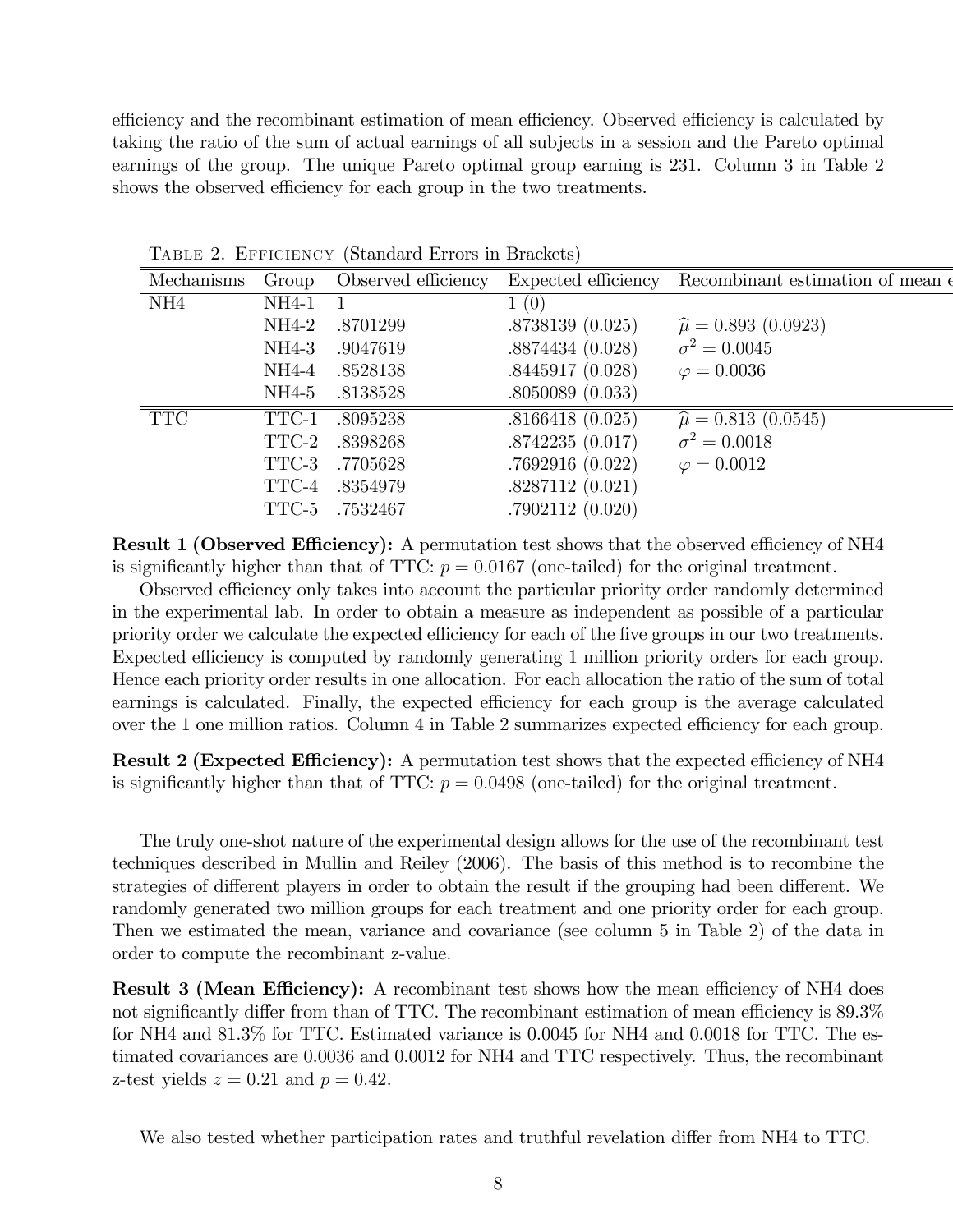efficiency and the recombinant estimation of mean efficiency. Observed efficiency is calculated by taking the ratio of the sum of actual earnings of all subjects in a session and the Pareto optimal earnings of the group. The unique Pareto optimal group earning is 231. Column 3 in Table 2 shows the observed efficiency for each group in the two treatments.

Table 2. Efficiency (Standard Errors in Brackets)

| Mechanisms | Group | Observed efficiency | Expected efficiency | Recombinant estimation of mean e |
|---|---|---|---|---|
| NH4 | NH4-1 | 1 | 1 (0) | |
| | NH4-2 | .8701299 | .8738139 (0.025) | $\widehat{\mu} = 0.893$ (0.0923) |
| | NH4-3 | .9047619 | .8874434 (0.028) | $\sigma^2 = 0.0045$ |
| | NH4-4 | .8528138 | .8445917 (0.028) | $\varphi = 0.0036$ |
| | NH4-5 | .8138528 | .8050089 (0.033) | |
| TTC | TTC-1 | .8095238 | .8166418 (0.025) | $\widehat{\mu} = 0.813$ (0.0545) |
| | TTC-2 | .8398268 | .8742235 (0.017) | $\sigma^2 = 0.0018$ |
| | TTC-3 | .7705628 | .7692916 (0.022) | $\varphi = 0.0012$ |
| | TTC-4 | .8354979 | .8287112 (0.021) | |
| | TTC-5 | .7532467 | .7902112 (0.020) | |

**Result 1 (Observed Efficiency):** A permutation test shows that the observed efficiency of NH4 is significantly higher than that of TTC: $p = 0.0167$ (one-tailed) for the original treatment.

Observed efficiency only takes into account the particular priority order randomly determined in the experimental lab. In order to obtain a measure as independent as possible of a particular priority order we calculate the expected efficiency for each of the five groups in our two treatments. Expected efficiency is computed by randomly generating 1 million priority orders for each group. Hence each priority order results in one allocation. For each allocation the ratio of the sum of total earnings is calculated. Finally, the expected efficiency for each group is the average calculated over the 1 one million ratios. Column 4 in Table 2 summarizes expected efficiency for each group.

**Result 2 (Expected Efficiency):** A permutation test shows that the expected efficiency of NH4 is significantly higher than that of TTC: $p = 0.0498$ (one-tailed) for the original treatment.

The truly one-shot nature of the experimental design allows for the use of the recombinant test techniques described in Mullin and Reiley (2006). The basis of this method is to recombine the strategies of different players in order to obtain the result if the grouping had been different. We randomly generated two million groups for each treatment and one priority order for each group. Then we estimated the mean, variance and covariance (see column 5 in Table 2) of the data in order to compute the recombinant z-value.

**Result 3 (Mean Efficiency):** A recombinant test shows how the mean efficiency of NH4 does not significantly differ from than of TTC. The recombinant estimation of mean efficiency is 89.3% for NH4 and 81.3% for TTC. Estimated variance is 0.0045 for NH4 and 0.0018 for TTC. The estimated covariances are 0.0036 and 0.0012 for NH4 and TTC respectively. Thus, the recombinant z-test yields $z = 0.21$ and $p = 0.42$.

We also tested whether participation rates and truthful revelation differ from NH4 to TTC.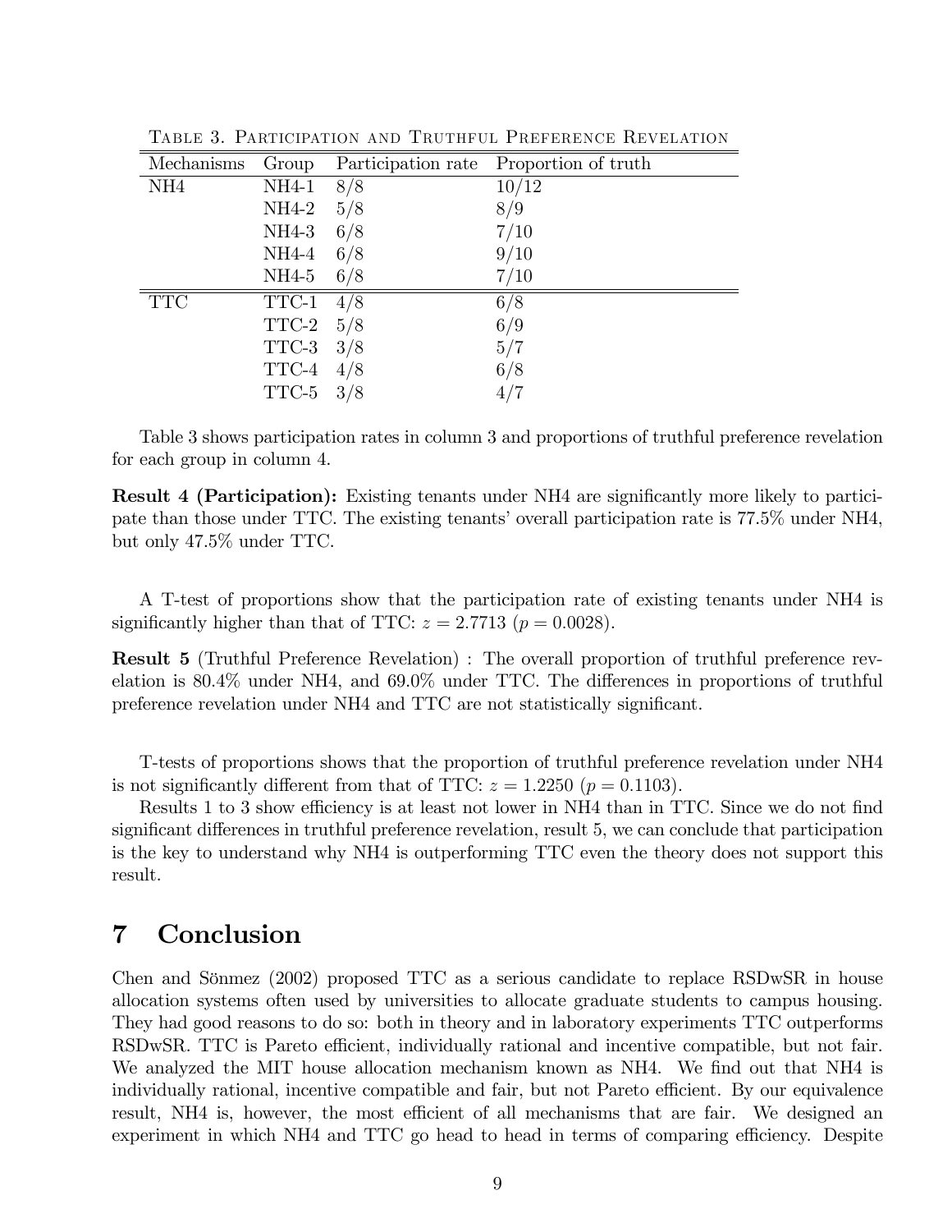Table 3. Participation and Truthful Preference Revelation

| Mechanisms | Group | Participation rate | Proportion of truth |
|---|---|---|---|
| NH4 | NH4-1 | 8/8 | 10/12 |
| | NH4-2 | 5/8 | 8/9 |
| | NH4-3 | 6/8 | 7/10 |
| | NH4-4 | 6/8 | 9/10 |
| | NH4-5 | 6/8 | 7/10 |
| TTC | TTC-1 | 4/8 | 6/8 |
| | TTC-2 | 5/8 | 6/9 |
| | TTC-3 | 3/8 | 5/7 |
| | TTC-4 | 4/8 | 6/8 |
| | TTC-5 | 3/8 | 4/7 |

Table 3 shows participation rates in column 3 and proportions of truthful preference revelation for each group in column 4.

**Result 4 (Participation):** Existing tenants under NH4 are significantly more likely to participate than those under TTC. The existing tenants' overall participation rate is 77.5% under NH4, but only 47.5% under TTC.

A T-test of proportions show that the participation rate of existing tenants under NH4 is significantly higher than that of TTC: $z = 2.7713$ ($p = 0.0028$).

**Result 5** (Truthful Preference Revelation) : The overall proportion of truthful preference revelation is 80.4% under NH4, and 69.0% under TTC. The differences in proportions of truthful preference revelation under NH4 and TTC are not statistically significant.

T-tests of proportions shows that the proportion of truthful preference revelation under NH4 is not significantly different from that of TTC: $z = 1.2250$ ($p = 0.1103$).

Results 1 to 3 show efficiency is at least not lower in NH4 than in TTC. Since we do not find significant differences in truthful preference revelation, result 5, we can conclude that participation is the key to understand why NH4 is outperforming TTC even the theory does not support this result.

## 7 Conclusion

Chen and Sönmez (2002) proposed TTC as a serious candidate to replace RSDwSR in house allocation systems often used by universities to allocate graduate students to campus housing. They had good reasons to do so: both in theory and in laboratory experiments TTC outperforms RSDwSR. TTC is Pareto efficient, individually rational and incentive compatible, but not fair. We analyzed the MIT house allocation mechanism known as NH4. We find out that NH4 is individually rational, incentive compatible and fair, but not Pareto efficient. By our equivalence result, NH4 is, however, the most efficient of all mechanisms that are fair. We designed an experiment in which NH4 and TTC go head to head in terms of comparing efficiency. Despite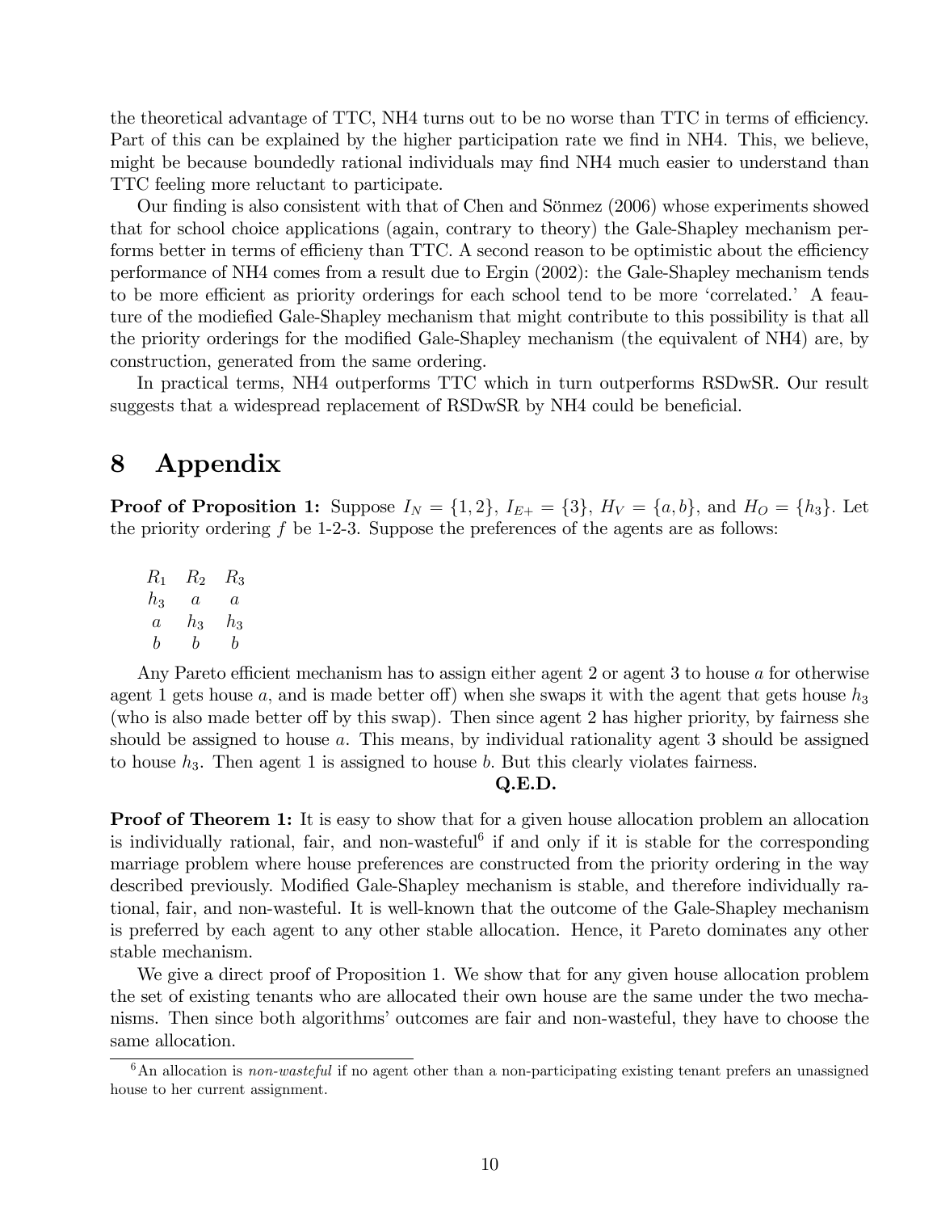the theoretical advantage of TTC, NH4 turns out to be no worse than TTC in terms of efficiency. Part of this can be explained by the higher participation rate we find in NH4. This, we believe, might be because boundedly rational individuals may find NH4 much easier to understand than TTC feeling more reluctant to participate.

Our finding is also consistent with that of Chen and Sönmez (2006) whose experiments showed that for school choice applications (again, contrary to theory) the Gale-Shapley mechanism performs better in terms of efficieny than TTC. A second reason to be optimistic about the efficiency performance of NH4 comes from a result due to Ergin (2002): the Gale-Shapley mechanism tends to be more efficient as priority orderings for each school tend to be more 'correlated.' A feauture of the modiefied Gale-Shapley mechanism that might contribute to this possibility is that all the priority orderings for the modified Gale-Shapley mechanism (the equivalent of NH4) are, by construction, generated from the same ordering.

In practical terms, NH4 outperforms TTC which in turn outperforms RSDwSR. Our result suggests that a widespread replacement of RSDwSR by NH4 could be beneficial.

# 8 Appendix

**Proof of Proposition 1:** Suppose $I_N = \{1, 2\}$, $I_{E+} = \{3\}$, $H_V = \{a, b\}$, and $H_O = \{h_3\}$. Let the priority ordering $f$ be 1-2-3. Suppose the preferences of the agents are as follows:

| $R_1$ | $R_2$ | $R_3$ |
|---|---|---|
| $h_3$ | $a$ | $a$ |
| $a$ | $h_3$ | $h_3$ |
| $b$ | $b$ | $b$ |

Any Pareto efficient mechanism has to assign either agent 2 or agent 3 to house $a$ for otherwise agent 1 gets house $a$, and is made better off) when she swaps it with the agent that gets house $h_3$ (who is also made better off by this swap). Then since agent 2 has higher priority, by fairness she should be assigned to house $a$. This means, by individual rationality agent 3 should be assigned to house $h_3$. Then agent 1 is assigned to house $b$. But this clearly violates fairness.

**Q.E.D.**

**Proof of Theorem 1:** It is easy to show that for a given house allocation problem an allocation is individually rational, fair, and non-wasteful[6] if and only if it is stable for the corresponding marriage problem where house preferences are constructed from the priority ordering in the way described previously. Modified Gale-Shapley mechanism is stable, and therefore individually rational, fair, and non-wasteful. It is well-known that the outcome of the Gale-Shapley mechanism is preferred by each agent to any other stable allocation. Hence, it Pareto dominates any other stable mechanism.

We give a direct proof of Proposition 1. We show that for any given house allocation problem the set of existing tenants who are allocated their own house are the same under the two mechanisms. Then since both algorithms' outcomes are fair and non-wasteful, they have to choose the same allocation.

[6] An allocation is *non-wasteful* if no agent other than a non-participating existing tenant prefers an unassigned house to her current assignment.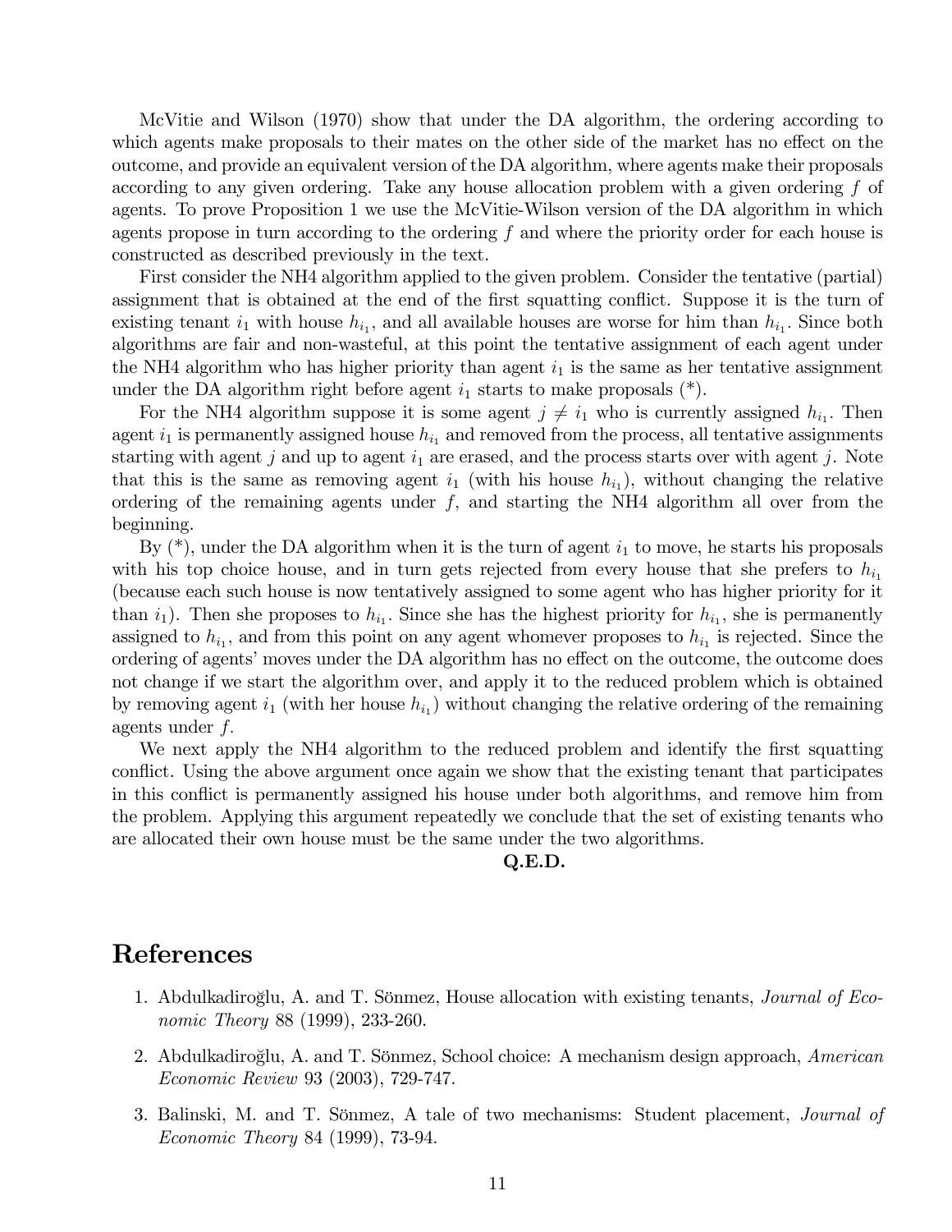McVitie and Wilson (1970) show that under the DA algorithm, the ordering according to which agents make proposals to their mates on the other side of the market has no effect on the outcome, and provide an equivalent version of the DA algorithm, where agents make their proposals according to any given ordering. Take any house allocation problem with a given ordering $f$ of agents. To prove Proposition 1 we use the McVitie-Wilson version of the DA algorithm in which agents propose in turn according to the ordering $f$ and where the priority order for each house is constructed as described previously in the text.

First consider the NH4 algorithm applied to the given problem. Consider the tentative (partial) assignment that is obtained at the end of the first squatting conflict. Suppose it is the turn of existing tenant $i_1$ with house $h_{i_1}$, and all available houses are worse for him than $h_{i_1}$. Since both algorithms are fair and non-wasteful, at this point the tentative assignment of each agent under the NH4 algorithm who has higher priority than agent $i_1$ is the same as her tentative assignment under the DA algorithm right before agent $i_1$ starts to make proposals (*).

For the NH4 algorithm suppose it is some agent $j \neq i_1$ who is currently assigned $h_{i_1}$. Then agent $i_1$ is permanently assigned house $h_{i_1}$ and removed from the process, all tentative assignments starting with agent $j$ and up to agent $i_1$ are erased, and the process starts over with agent $j$. Note that this is the same as removing agent $i_1$ (with his house $h_{i_1}$), without changing the relative ordering of the remaining agents under $f$, and starting the NH4 algorithm all over from the beginning.

By (*), under the DA algorithm when it is the turn of agent $i_1$ to move, he starts his proposals with his top choice house, and in turn gets rejected from every house that she prefers to $h_{i_1}$ (because each such house is now tentatively assigned to some agent who has higher priority for it than $i_1$). Then she proposes to $h_{i_1}$. Since she has the highest priority for $h_{i_1}$, she is permanently assigned to $h_{i_1}$, and from this point on any agent whomever proposes to $h_{i_1}$ is rejected. Since the ordering of agents' moves under the DA algorithm has no effect on the outcome, the outcome does not change if we start the algorithm over, and apply it to the reduced problem which is obtained by removing agent $i_1$ (with her house $h_{i_1}$) without changing the relative ordering of the remaining agents under $f$.

We next apply the NH4 algorithm to the reduced problem and identify the first squatting conflict. Using the above argument once again we show that the existing tenant that participates in this conflict is permanently assigned his house under both algorithms, and remove him from the problem. Applying this argument repeatedly we conclude that the set of existing tenants who are allocated their own house must be the same under the two algorithms.

**Q.E.D.**

# References

1. Abdulkadiroğlu, A. and T. Sönmez, House allocation with existing tenants, *Journal of Economic Theory* 88 (1999), 233-260.

2. Abdulkadiroğlu, A. and T. Sönmez, School choice: A mechanism design approach, *American Economic Review* 93 (2003), 729-747.

3. Balinski, M. and T. Sönmez, A tale of two mechanisms: Student placement, *Journal of Economic Theory* 84 (1999), 73-94.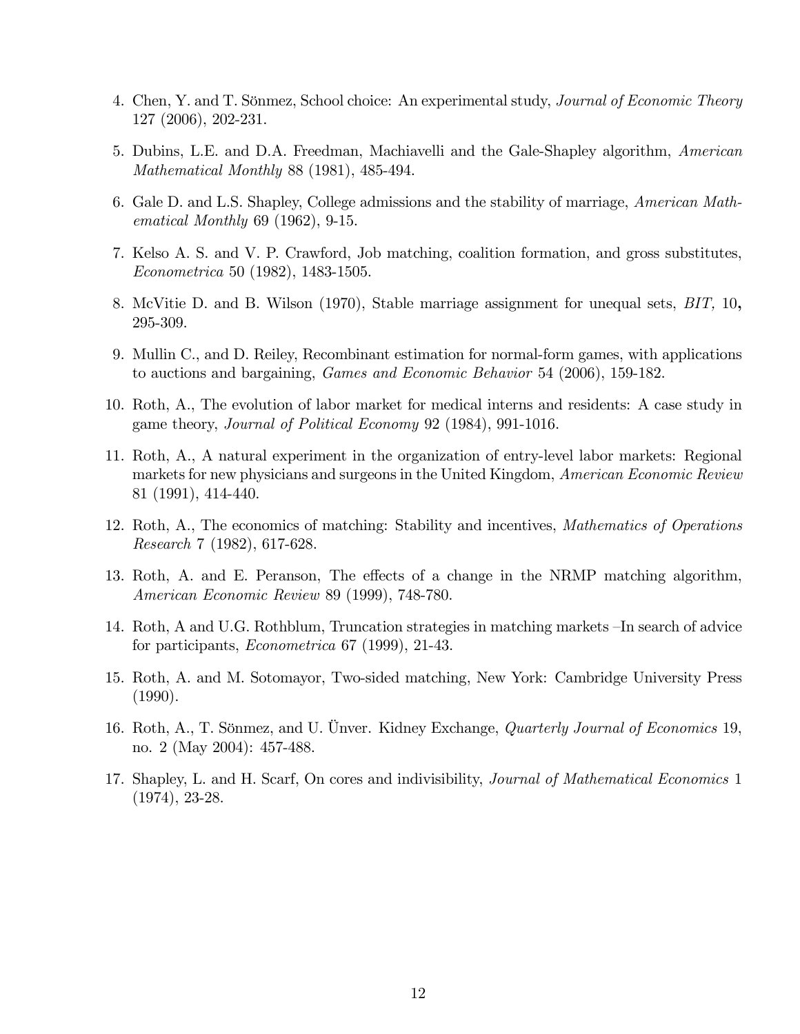4. Chen, Y. and T. Sönmez, School choice: An experimental study, *Journal of Economic Theory* 127 (2006), 202-231.

5. Dubins, L.E. and D.A. Freedman, Machiavelli and the Gale-Shapley algorithm, *American Mathematical Monthly* 88 (1981), 485-494.

6. Gale D. and L.S. Shapley, College admissions and the stability of marriage, *American Mathematical Monthly* 69 (1962), 9-15.

7. Kelso A. S. and V. P. Crawford, Job matching, coalition formation, and gross substitutes, *Econometrica* 50 (1982), 1483-1505.

8. McVitie D. and B. Wilson (1970), Stable marriage assignment for unequal sets, *BIT,* 10**,** 295-309.

9. Mullin C., and D. Reiley, Recombinant estimation for normal-form games, with applications to auctions and bargaining, *Games and Economic Behavior* 54 (2006), 159-182.

10. Roth, A., The evolution of labor market for medical interns and residents: A case study in game theory, *Journal of Political Economy* 92 (1984), 991-1016.

11. Roth, A., A natural experiment in the organization of entry-level labor markets: Regional markets for new physicians and surgeons in the United Kingdom, *American Economic Review* 81 (1991), 414-440.

12. Roth, A., The economics of matching: Stability and incentives, *Mathematics of Operations Research* 7 (1982), 617-628.

13. Roth, A. and E. Peranson, The effects of a change in the NRMP matching algorithm, *American Economic Review* 89 (1999), 748-780.

14. Roth, A and U.G. Rothblum, Truncation strategies in matching markets –In search of advice for participants, *Econometrica* 67 (1999), 21-43.

15. Roth, A. and M. Sotomayor, Two-sided matching, New York: Cambridge University Press (1990).

16. Roth, A., T. Sönmez, and U. Ünver. Kidney Exchange, *Quarterly Journal of Economics* 19, no. 2 (May 2004): 457-488.

17. Shapley, L. and H. Scarf, On cores and indivisibility, *Journal of Mathematical Economics* 1 (1974), 23-28.